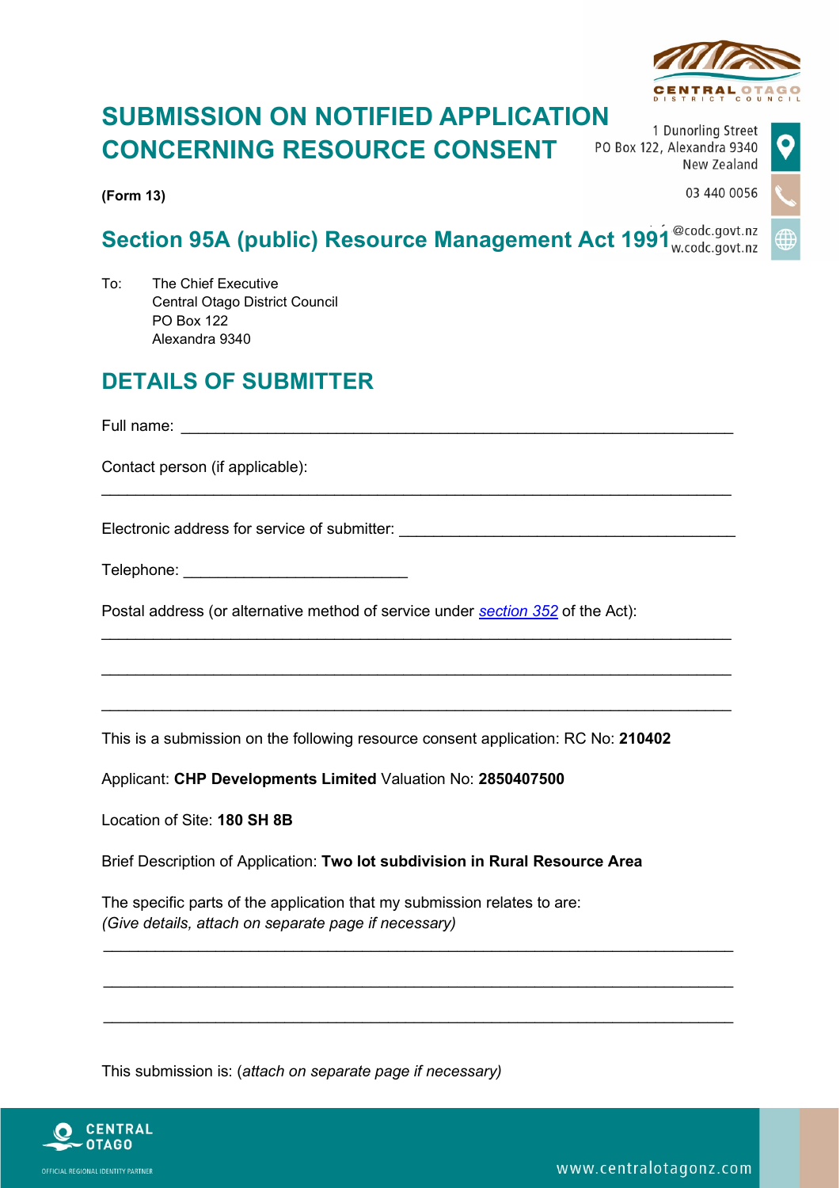# SUBMISSION ON NOTIFIED APPLICATION CONCERNING RESOURCE CONSENT

1 Dunorling Street
PO Box 122, Alexandra 9340
New Zealand

03 440 0056

@codc.govt.nz
w.codc.govt.nz

**(Form 13)**

## Section 95A (public) Resource Management Act 1991

To: The Chief Executive
Central Otago District Council
PO Box 122
Alexandra 9340

## DETAILS OF SUBMITTER

Full name: ___________________________________________________________

Contact person (if applicable):

______________________________________________________________________

Electronic address for service of submitter: ______________________________________

Telephone: _________________________

Postal address (or alternative method of service under section 352 of the Act):

______________________________________________________________________

______________________________________________________________________

______________________________________________________________________

This is a submission on the following resource consent application: RC No: **210402**

Applicant: **CHP Developments Limited** Valuation No: **2850407500**

Location of Site: **180 SH 8B**

Brief Description of Application: **Two lot subdivision in Rural Resource Area**

The specific parts of the application that my submission relates to are:
*(Give details, attach on separate page if necessary)*

______________________________________________________________________

______________________________________________________________________

______________________________________________________________________

This submission is: (*attach on separate page if necessary)*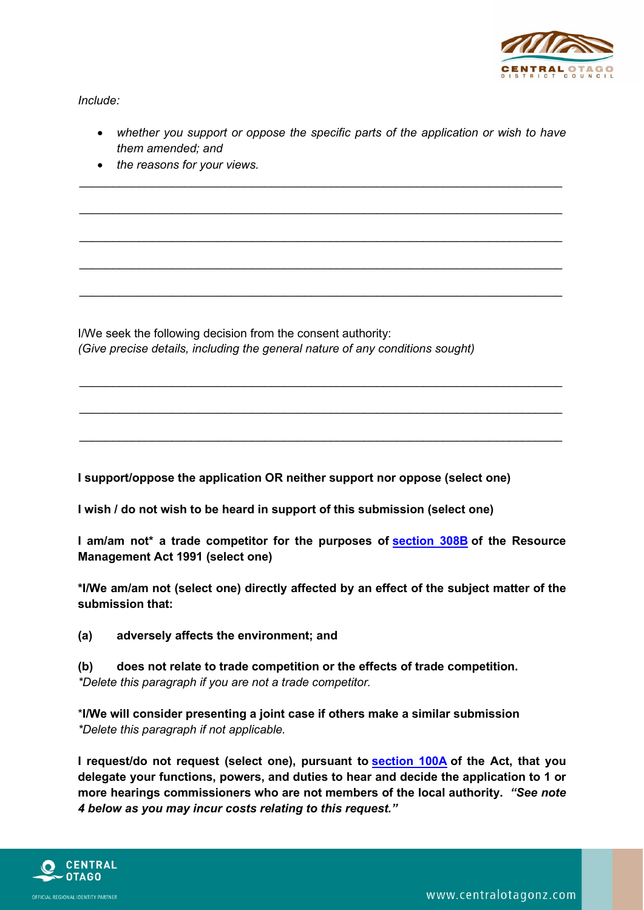*Include:*

- *whether you support or oppose the specific parts of the application or wish to have them amended; and*
- *the reasons for your views.*

\_\_\_\_\_\_\_\_\_\_\_\_\_\_\_\_\_\_\_\_\_\_\_\_\_\_\_\_\_\_\_\_\_\_\_\_\_\_\_\_\_\_\_\_\_\_\_\_\_\_\_\_\_\_\_\_\_\_\_\_\_\_\_\_\_\_\_\_\_\_

\_\_\_\_\_\_\_\_\_\_\_\_\_\_\_\_\_\_\_\_\_\_\_\_\_\_\_\_\_\_\_\_\_\_\_\_\_\_\_\_\_\_\_\_\_\_\_\_\_\_\_\_\_\_\_\_\_\_\_\_\_\_\_\_\_\_\_\_\_\_

\_\_\_\_\_\_\_\_\_\_\_\_\_\_\_\_\_\_\_\_\_\_\_\_\_\_\_\_\_\_\_\_\_\_\_\_\_\_\_\_\_\_\_\_\_\_\_\_\_\_\_\_\_\_\_\_\_\_\_\_\_\_\_\_\_\_\_\_\_\_

\_\_\_\_\_\_\_\_\_\_\_\_\_\_\_\_\_\_\_\_\_\_\_\_\_\_\_\_\_\_\_\_\_\_\_\_\_\_\_\_\_\_\_\_\_\_\_\_\_\_\_\_\_\_\_\_\_\_\_\_\_\_\_\_\_\_\_\_\_\_

\_\_\_\_\_\_\_\_\_\_\_\_\_\_\_\_\_\_\_\_\_\_\_\_\_\_\_\_\_\_\_\_\_\_\_\_\_\_\_\_\_\_\_\_\_\_\_\_\_\_\_\_\_\_\_\_\_\_\_\_\_\_\_\_\_\_\_\_\_\_

I/We seek the following decision from the consent authority:
*(Give precise details, including the general nature of any conditions sought)*

\_\_\_\_\_\_\_\_\_\_\_\_\_\_\_\_\_\_\_\_\_\_\_\_\_\_\_\_\_\_\_\_\_\_\_\_\_\_\_\_\_\_\_\_\_\_\_\_\_\_\_\_\_\_\_\_\_\_\_\_\_\_\_\_\_\_\_\_\_\_

\_\_\_\_\_\_\_\_\_\_\_\_\_\_\_\_\_\_\_\_\_\_\_\_\_\_\_\_\_\_\_\_\_\_\_\_\_\_\_\_\_\_\_\_\_\_\_\_\_\_\_\_\_\_\_\_\_\_\_\_\_\_\_\_\_\_\_\_\_\_

\_\_\_\_\_\_\_\_\_\_\_\_\_\_\_\_\_\_\_\_\_\_\_\_\_\_\_\_\_\_\_\_\_\_\_\_\_\_\_\_\_\_\_\_\_\_\_\_\_\_\_\_\_\_\_\_\_\_\_\_\_\_\_\_\_\_\_\_\_\_

**I support/oppose the application OR neither support nor oppose (select one)**

**I wish / do not wish to be heard in support of this submission (select one)**

**I am/am not* a trade competitor for the purposes of [section 308B](#) of the Resource Management Act 1991 (select one)**

***I/We am/am not (select one) directly affected by an effect of the subject matter of the submission that:**

**(a) adversely affects the environment; and**

**(b) does not relate to trade competition or the effects of trade competition.**
**Delete this paragraph if you are not a trade competitor.*

***I/We will consider presenting a joint case if others make a similar submission**
**Delete this paragraph if not applicable.*

**I request/do not request (select one), pursuant to [section 100A](#) of the Act, that you delegate your functions, powers, and duties to hear and decide the application to 1 or more hearings commissioners who are not members of the local authority.** ***"See note 4 below as you may incur costs relating to this request."***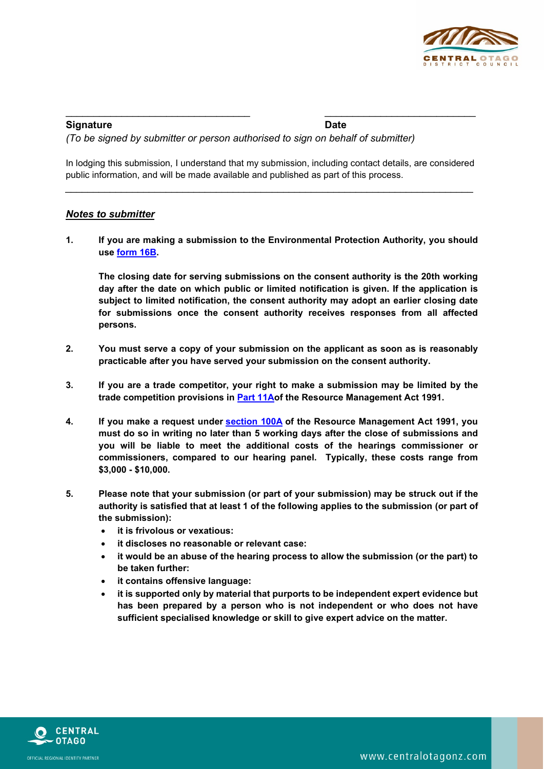\_\_\_\_\_\_\_\_\_\_\_\_\_\_\_\_\_\_\_\_\_\_\_\_\_\_\_\_\_\_\_\_\_\_ \_\_\_\_\_\_\_\_\_\_\_\_\_\_\_\_\_\_\_\_\_\_\_\_\_\_\_\_

**Signature** **Date**

*(To be signed by submitter or person authorised to sign on behalf of submitter)*

In lodging this submission, I understand that my submission, including contact details, are considered public information, and will be made available and published as part of this process.

---

***Notes to submitter***

1. **If you are making a submission to the Environmental Protection Authority, you should use [form 16B].**

   **The closing date for serving submissions on the consent authority is the 20th working day after the date on which public or limited notification is given. If the application is subject to limited notification, the consent authority may adopt an earlier closing date for submissions once the consent authority receives responses from all affected persons.**

2. **You must serve a copy of your submission on the applicant as soon as is reasonably practicable after you have served your submission on the consent authority.**

3. **If you are a trade competitor, your right to make a submission may be limited by the trade competition provisions in [Part 11A]of the Resource Management Act 1991.**

4. **If you make a request under [section 100A] of the Resource Management Act 1991, you must do so in writing no later than 5 working days after the close of submissions and you will be liable to meet the additional costs of the hearings commissioner or commissioners, compared to our hearing panel. Typically, these costs range from $3,000 - $10,000.**

5. **Please note that your submission (or part of your submission) may be struck out if the authority is satisfied that at least 1 of the following applies to the submission (or part of the submission):**
   - **it is frivolous or vexatious:**
   - **it discloses no reasonable or relevant case:**
   - **it would be an abuse of the hearing process to allow the submission (or the part) to be taken further:**
   - **it contains offensive language:**
   - **it is supported only by material that purports to be independent expert evidence but has been prepared by a person who is not independent or who does not have sufficient specialised knowledge or skill to give expert advice on the matter.**